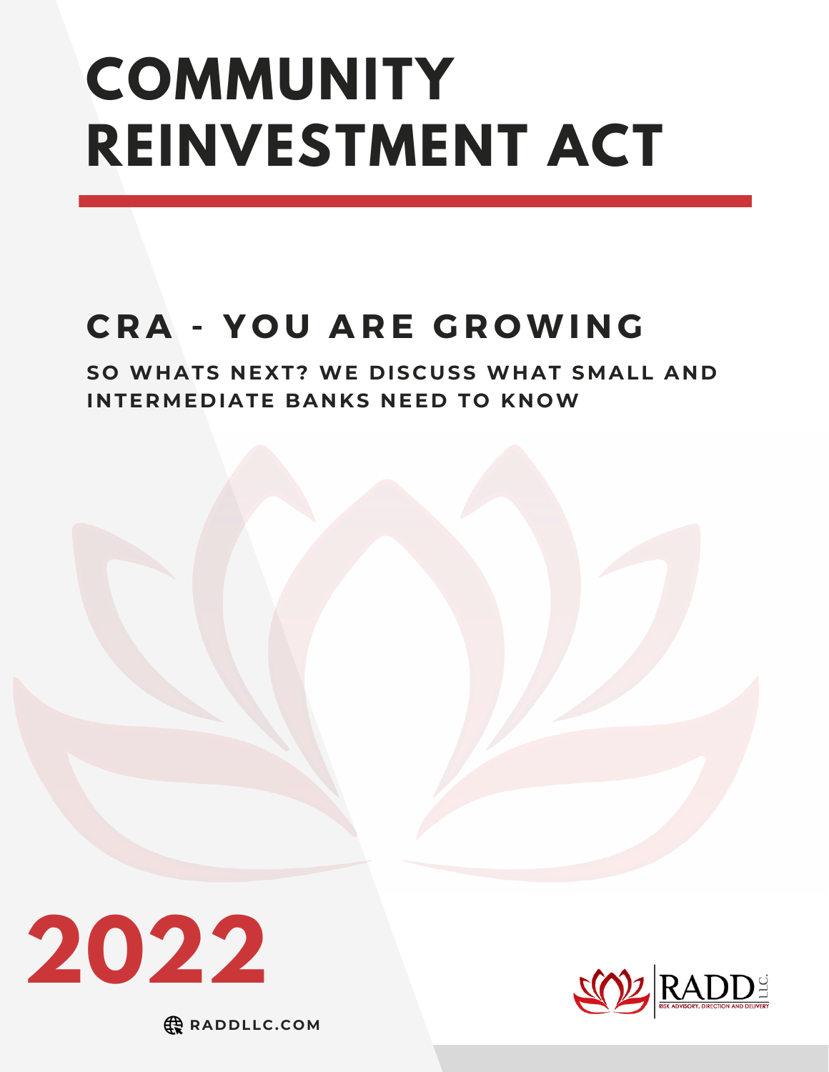# COMMUNITY REINVESTMENT ACT

## CRA - YOU ARE GROWING

### SO WHATS NEXT? WE DISCUSS WHAT SMALL AND INTERMEDIATE BANKS NEED TO KNOW

**2022**

RADD LLC.
RISK ADVISORY, DIRECTION AND DELIVERY

RADDLLC.COM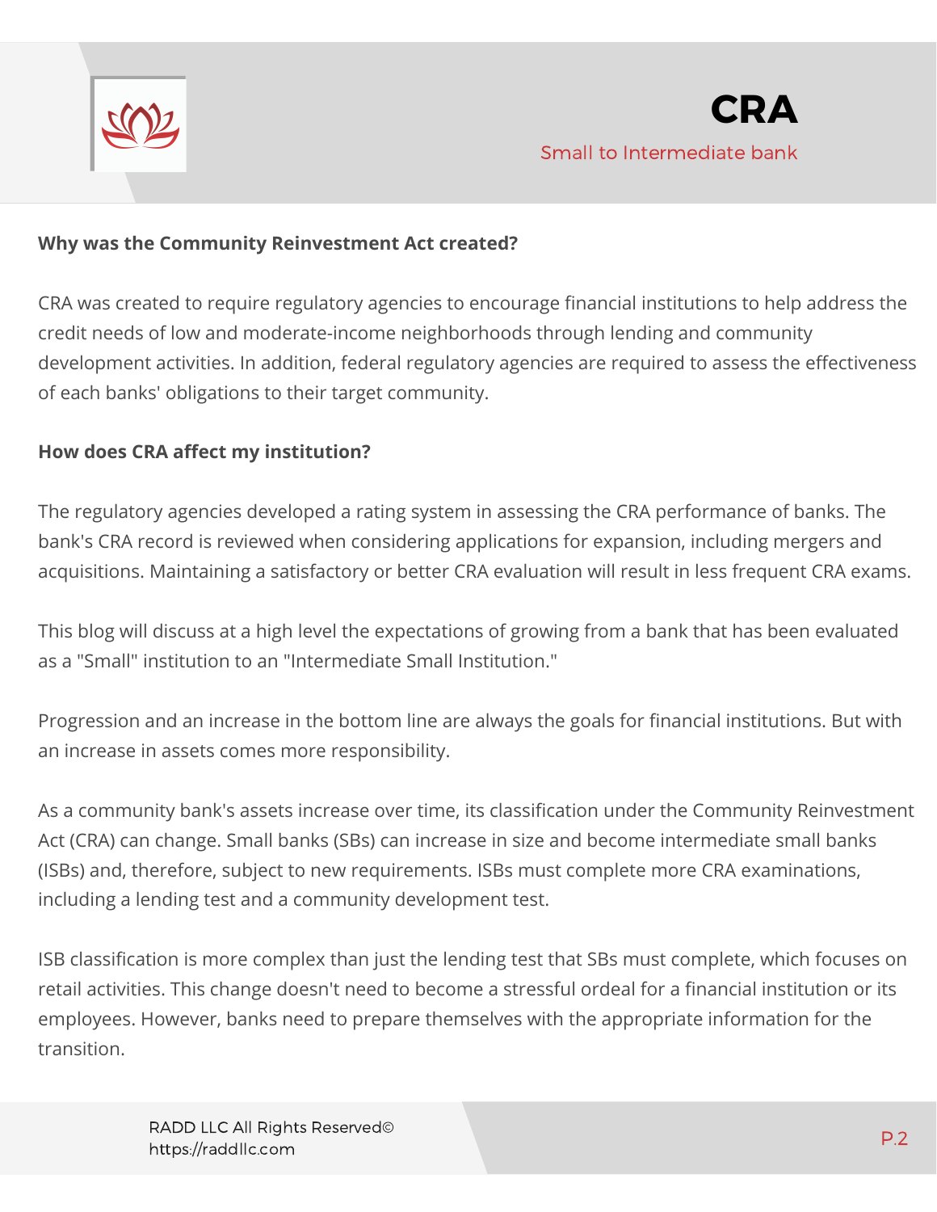**Why was the Community Reinvestment Act created?**

CRA was created to require regulatory agencies to encourage financial institutions to help address the credit needs of low and moderate-income neighborhoods through lending and community development activities. In addition, federal regulatory agencies are required to assess the effectiveness of each banks' obligations to their target community.

**How does CRA affect my institution?**

The regulatory agencies developed a rating system in assessing the CRA performance of banks. The bank's CRA record is reviewed when considering applications for expansion, including mergers and acquisitions. Maintaining a satisfactory or better CRA evaluation will result in less frequent CRA exams.

This blog will discuss at a high level the expectations of growing from a bank that has been evaluated as a "Small" institution to an "Intermediate Small Institution."

Progression and an increase in the bottom line are always the goals for financial institutions. But with an increase in assets comes more responsibility.

As a community bank's assets increase over time, its classification under the Community Reinvestment Act (CRA) can change. Small banks (SBs) can increase in size and become intermediate small banks (ISBs) and, therefore, subject to new requirements. ISBs must complete more CRA examinations, including a lending test and a community development test.

ISB classification is more complex than just the lending test that SBs must complete, which focuses on retail activities. This change doesn't need to become a stressful ordeal for a financial institution or its employees. However, banks need to prepare themselves with the appropriate information for the transition.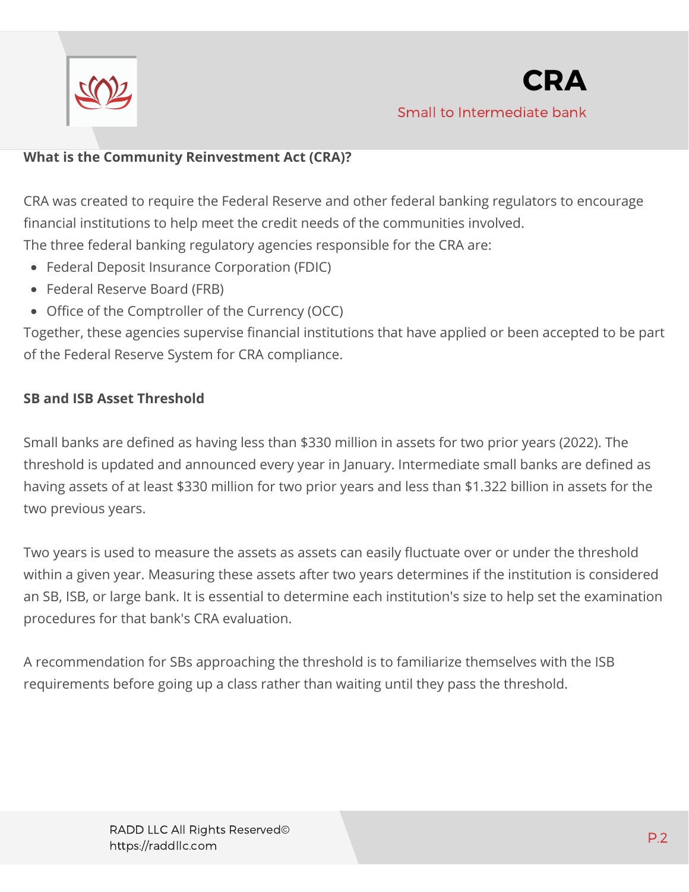# CRA

Small to Intermediate bank

**What is the Community Reinvestment Act (CRA)?**

CRA was created to require the Federal Reserve and other federal banking regulators to encourage financial institutions to help meet the credit needs of the communities involved.
The three federal banking regulatory agencies responsible for the CRA are:

- Federal Deposit Insurance Corporation (FDIC)
- Federal Reserve Board (FRB)
- Office of the Comptroller of the Currency (OCC)

Together, these agencies supervise financial institutions that have applied or been accepted to be part of the Federal Reserve System for CRA compliance.

**SB and ISB Asset Threshold**

Small banks are defined as having less than $330 million in assets for two prior years (2022). The threshold is updated and announced every year in January. Intermediate small banks are defined as having assets of at least $330 million for two prior years and less than $1.322 billion in assets for the two previous years.

Two years is used to measure the assets as assets can easily fluctuate over or under the threshold within a given year. Measuring these assets after two years determines if the institution is considered an SB, ISB, or large bank. It is essential to determine each institution's size to help set the examination procedures for that bank's CRA evaluation.

A recommendation for SBs approaching the threshold is to familiarize themselves with the ISB requirements before going up a class rather than waiting until they pass the threshold.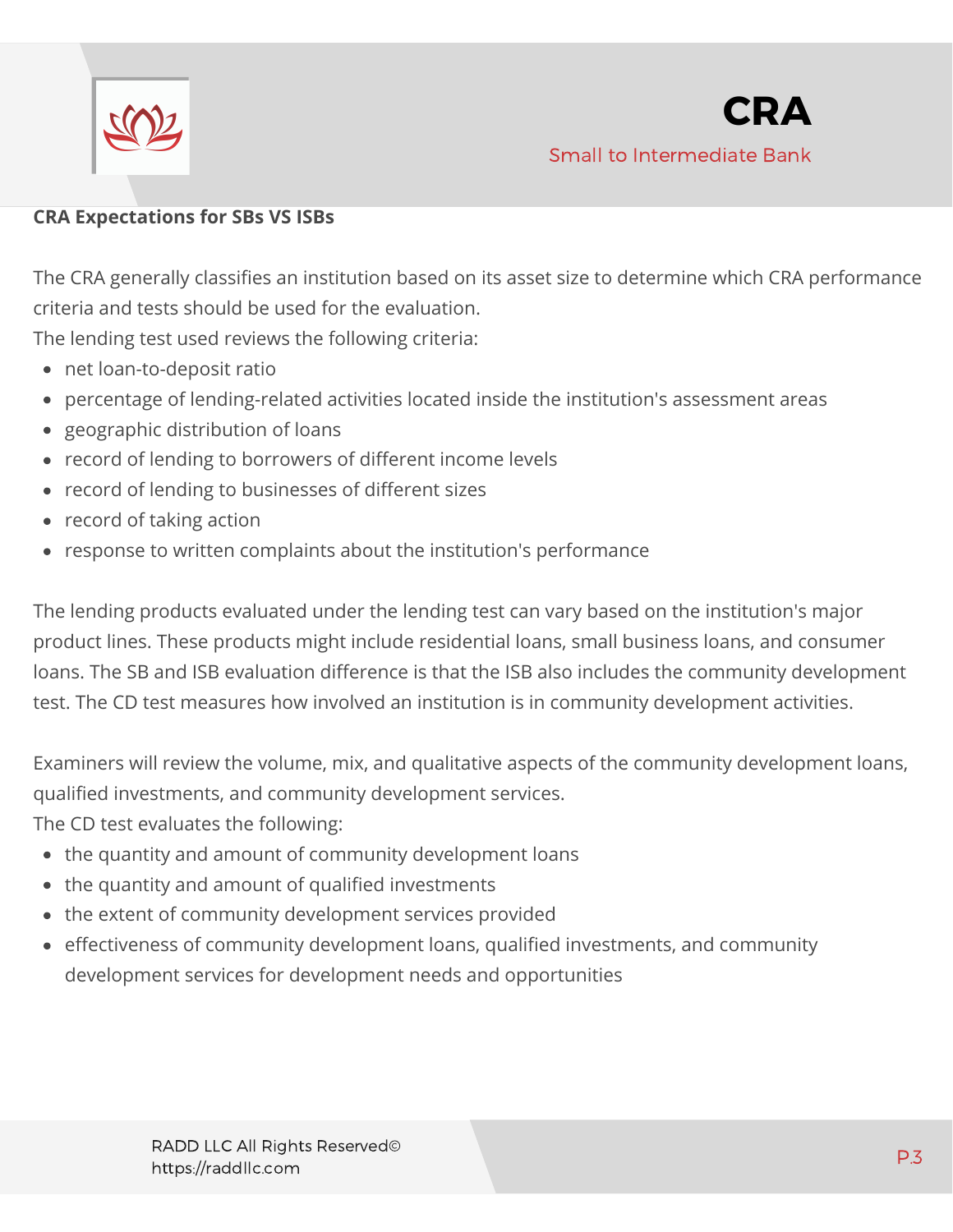**CRA Expectations for SBs VS ISBs**

The CRA generally classifies an institution based on its asset size to determine which CRA performance criteria and tests should be used for the evaluation.
The lending test used reviews the following criteria:

- net loan-to-deposit ratio
- percentage of lending-related activities located inside the institution's assessment areas
- geographic distribution of loans
- record of lending to borrowers of different income levels
- record of lending to businesses of different sizes
- record of taking action
- response to written complaints about the institution's performance

The lending products evaluated under the lending test can vary based on the institution's major product lines. These products might include residential loans, small business loans, and consumer loans. The SB and ISB evaluation difference is that the ISB also includes the community development test. The CD test measures how involved an institution is in community development activities.

Examiners will review the volume, mix, and qualitative aspects of the community development loans, qualified investments, and community development services.
The CD test evaluates the following:

- the quantity and amount of community development loans
- the quantity and amount of qualified investments
- the extent of community development services provided
- effectiveness of community development loans, qualified investments, and community development services for development needs and opportunities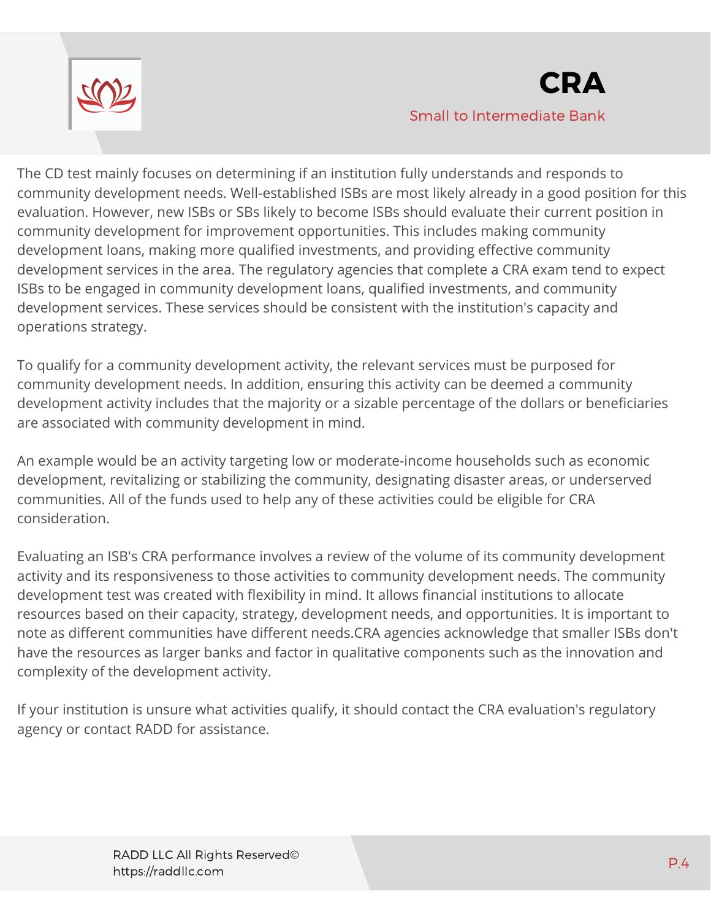The CD test mainly focuses on determining if an institution fully understands and responds to community development needs. Well-established ISBs are most likely already in a good position for this evaluation. However, new ISBs or SBs likely to become ISBs should evaluate their current position in community development for improvement opportunities. This includes making community development loans, making more qualified investments, and providing effective community development services in the area. The regulatory agencies that complete a CRA exam tend to expect ISBs to be engaged in community development loans, qualified investments, and community development services. These services should be consistent with the institution's capacity and operations strategy.

To qualify for a community development activity, the relevant services must be purposed for community development needs. In addition, ensuring this activity can be deemed a community development activity includes that the majority or a sizable percentage of the dollars or beneficiaries are associated with community development in mind.

An example would be an activity targeting low or moderate-income households such as economic development, revitalizing or stabilizing the community, designating disaster areas, or underserved communities. All of the funds used to help any of these activities could be eligible for CRA consideration.

Evaluating an ISB's CRA performance involves a review of the volume of its community development activity and its responsiveness to those activities to community development needs. The community development test was created with flexibility in mind. It allows financial institutions to allocate resources based on their capacity, strategy, development needs, and opportunities. It is important to note as different communities have different needs.CRA agencies acknowledge that smaller ISBs don't have the resources as larger banks and factor in qualitative components such as the innovation and complexity of the development activity.

If your institution is unsure what activities qualify, it should contact the CRA evaluation's regulatory agency or contact RADD for assistance.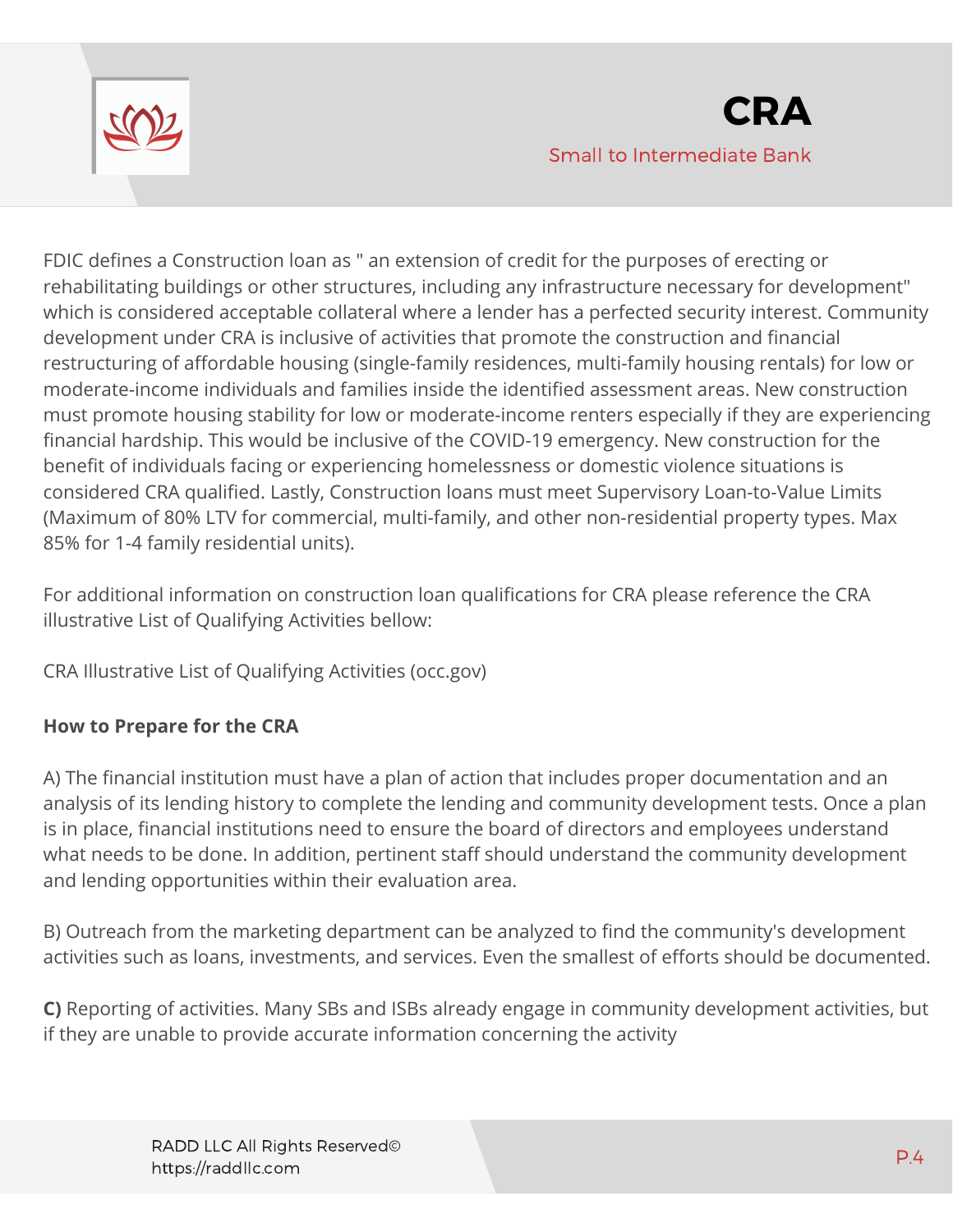FDIC defines a Construction loan as " an extension of credit for the purposes of erecting or rehabilitating buildings or other structures, including any infrastructure necessary for development" which is considered acceptable collateral where a lender has a perfected security interest. Community development under CRA is inclusive of activities that promote the construction and financial restructuring of affordable housing (single-family residences, multi-family housing rentals) for low or moderate-income individuals and families inside the identified assessment areas. New construction must promote housing stability for low or moderate-income renters especially if they are experiencing financial hardship. This would be inclusive of the COVID-19 emergency. New construction for the benefit of individuals facing or experiencing homelessness or domestic violence situations is considered CRA qualified. Lastly, Construction loans must meet Supervisory Loan-to-Value Limits (Maximum of 80% LTV for commercial, multi-family, and other non-residential property types. Max 85% for 1-4 family residential units).

For additional information on construction loan qualifications for CRA please reference the CRA illustrative List of Qualifying Activities bellow:

CRA Illustrative List of Qualifying Activities (occ.gov)

**How to Prepare for the CRA**

A) The financial institution must have a plan of action that includes proper documentation and an analysis of its lending history to complete the lending and community development tests. Once a plan is in place, financial institutions need to ensure the board of directors and employees understand what needs to be done. In addition, pertinent staff should understand the community development and lending opportunities within their evaluation area.

B) Outreach from the marketing department can be analyzed to find the community's development activities such as loans, investments, and services. Even the smallest of efforts should be documented.

**C)** Reporting of activities. Many SBs and ISBs already engage in community development activities, but if they are unable to provide accurate information concerning the activity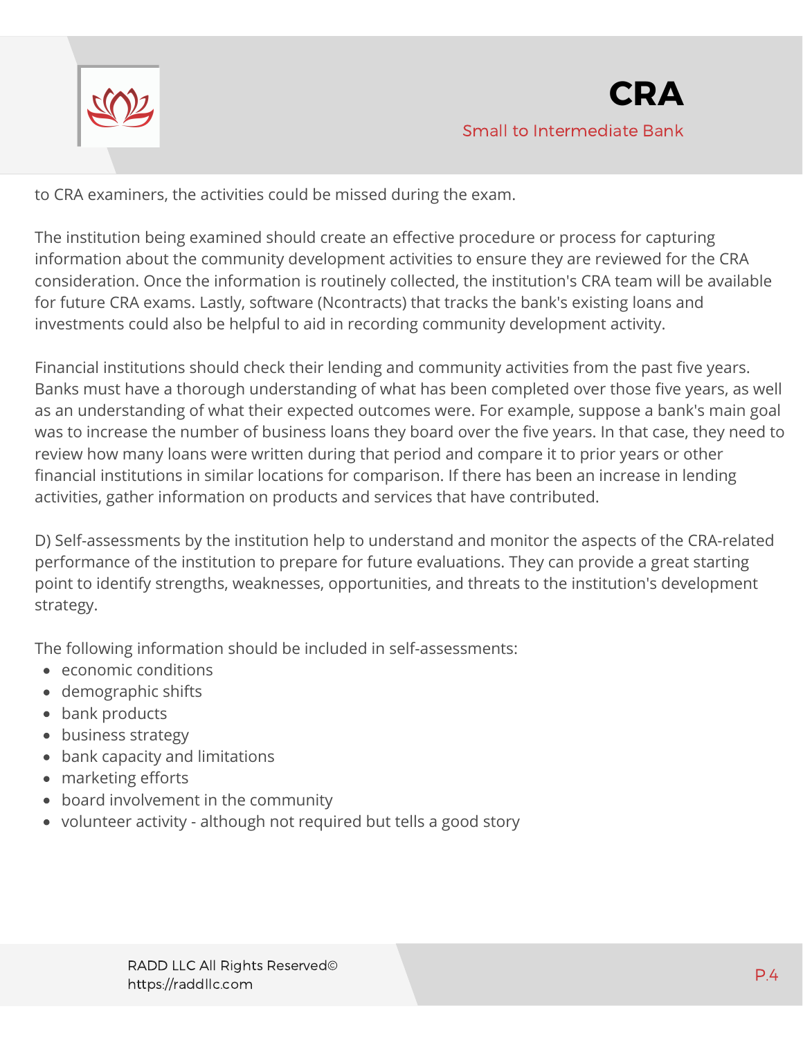to CRA examiners, the activities could be missed during the exam.

The institution being examined should create an effective procedure or process for capturing information about the community development activities to ensure they are reviewed for the CRA consideration. Once the information is routinely collected, the institution's CRA team will be available for future CRA exams. Lastly, software (Ncontracts) that tracks the bank's existing loans and investments could also be helpful to aid in recording community development activity.

Financial institutions should check their lending and community activities from the past five years. Banks must have a thorough understanding of what has been completed over those five years, as well as an understanding of what their expected outcomes were. For example, suppose a bank's main goal was to increase the number of business loans they board over the five years. In that case, they need to review how many loans were written during that period and compare it to prior years or other financial institutions in similar locations for comparison. If there has been an increase in lending activities, gather information on products and services that have contributed.

D) Self-assessments by the institution help to understand and monitor the aspects of the CRA-related performance of the institution to prepare for future evaluations. They can provide a great starting point to identify strengths, weaknesses, opportunities, and threats to the institution's development strategy.

The following information should be included in self-assessments:

- economic conditions
- demographic shifts
- bank products
- business strategy
- bank capacity and limitations
- marketing efforts
- board involvement in the community
- volunteer activity - although not required but tells a good story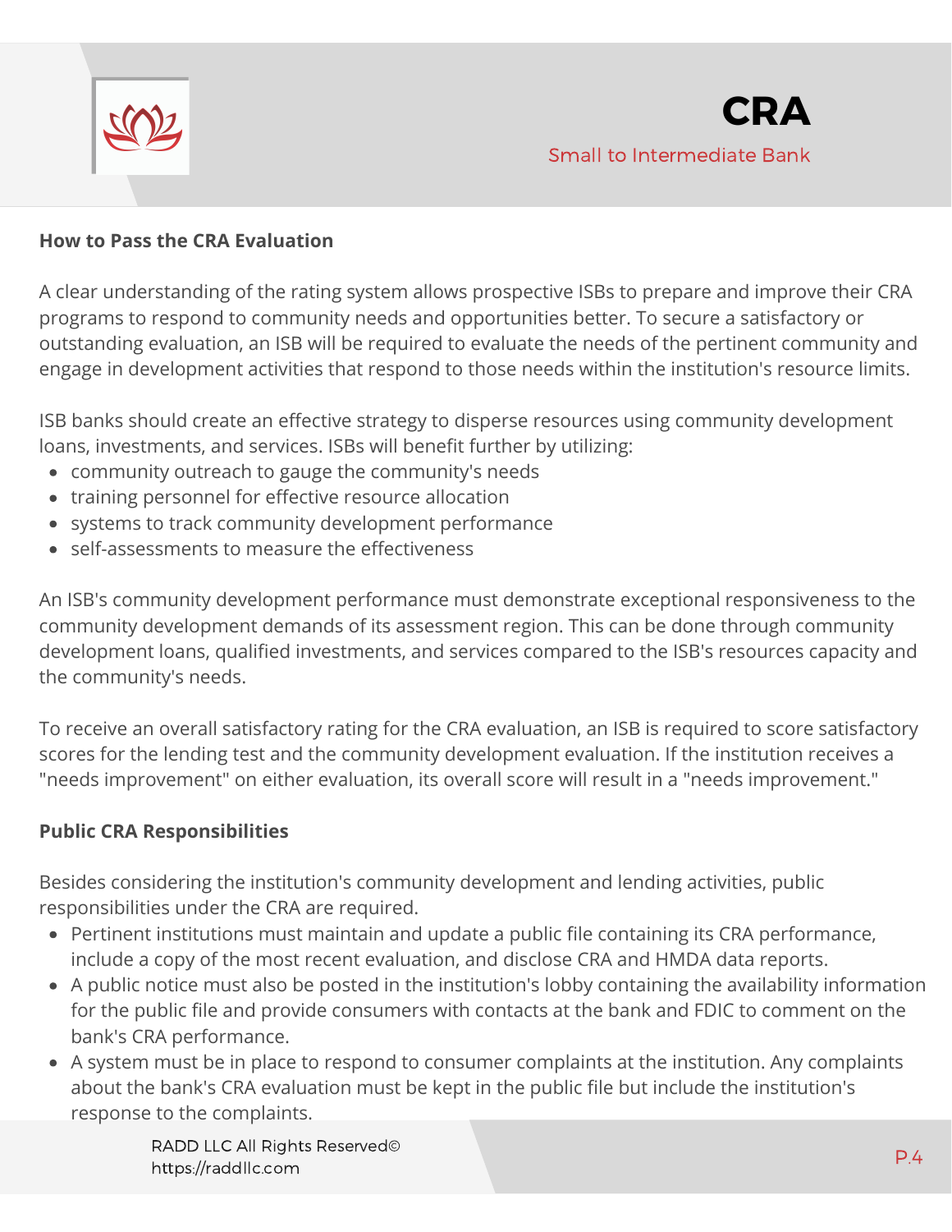**How to Pass the CRA Evaluation**

A clear understanding of the rating system allows prospective ISBs to prepare and improve their CRA programs to respond to community needs and opportunities better. To secure a satisfactory or outstanding evaluation, an ISB will be required to evaluate the needs of the pertinent community and engage in development activities that respond to those needs within the institution's resource limits.

ISB banks should create an effective strategy to disperse resources using community development loans, investments, and services. ISBs will benefit further by utilizing:

- community outreach to gauge the community's needs
- training personnel for effective resource allocation
- systems to track community development performance
- self-assessments to measure the effectiveness

An ISB's community development performance must demonstrate exceptional responsiveness to the community development demands of its assessment region. This can be done through community development loans, qualified investments, and services compared to the ISB's resources capacity and the community's needs.

To receive an overall satisfactory rating for the CRA evaluation, an ISB is required to score satisfactory scores for the lending test and the community development evaluation. If the institution receives a "needs improvement" on either evaluation, its overall score will result in a "needs improvement."

**Public CRA Responsibilities**

Besides considering the institution's community development and lending activities, public responsibilities under the CRA are required.

- Pertinent institutions must maintain and update a public file containing its CRA performance, include a copy of the most recent evaluation, and disclose CRA and HMDA data reports.
- A public notice must also be posted in the institution's lobby containing the availability information for the public file and provide consumers with contacts at the bank and FDIC to comment on the bank's CRA performance.
- A system must be in place to respond to consumer complaints at the institution. Any complaints about the bank's CRA evaluation must be kept in the public file but include the institution's response to the complaints.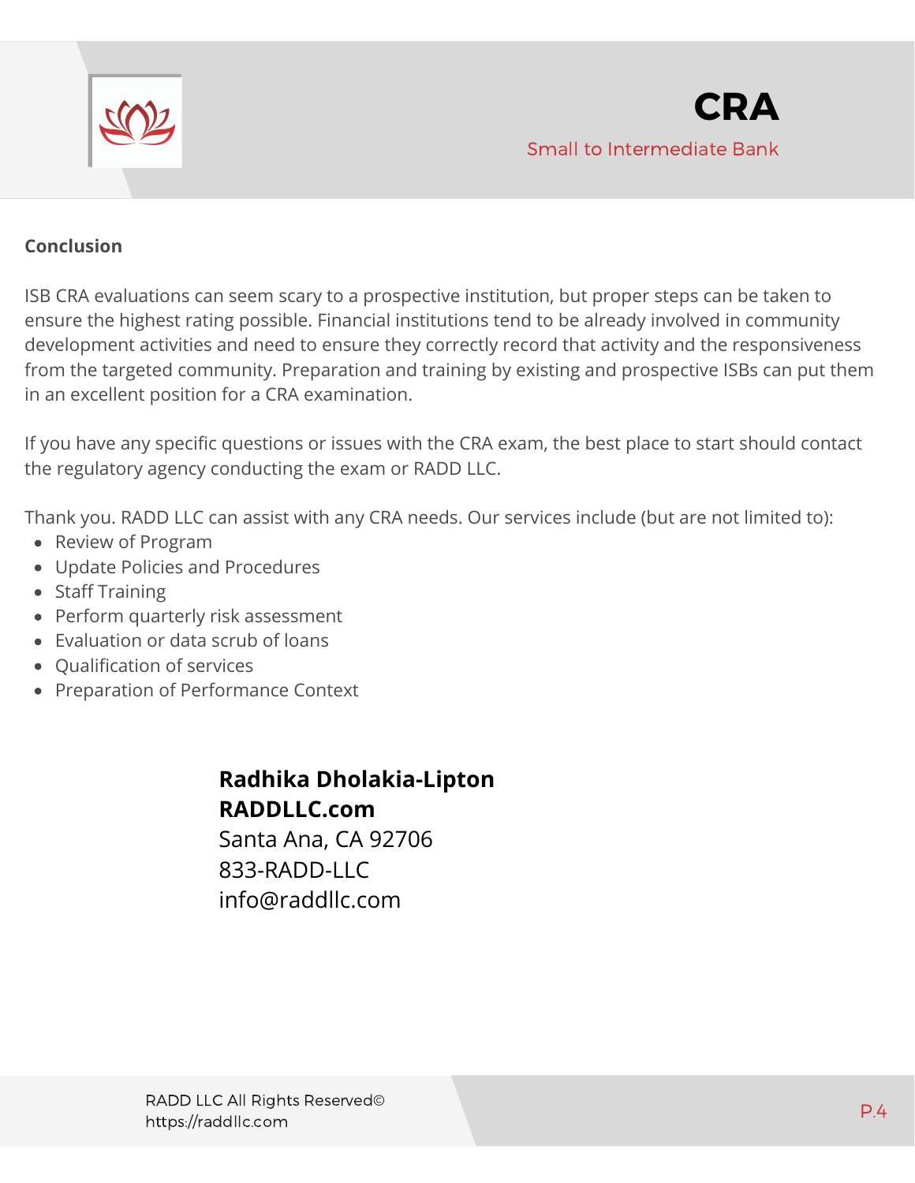**Conclusion**

ISB CRA evaluations can seem scary to a prospective institution, but proper steps can be taken to ensure the highest rating possible. Financial institutions tend to be already involved in community development activities and need to ensure they correctly record that activity and the responsiveness from the targeted community. Preparation and training by existing and prospective ISBs can put them in an excellent position for a CRA examination.

If you have any specific questions or issues with the CRA exam, the best place to start should contact the regulatory agency conducting the exam or RADD LLC.

Thank you. RADD LLC can assist with any CRA needs. Our services include (but are not limited to):

- Review of Program
- Update Policies and Procedures
- Staff Training
- Perform quarterly risk assessment
- Evaluation or data scrub of loans
- Qualification of services
- Preparation of Performance Context

**Radhika Dholakia-Lipton**
**RADDLLC.com**
Santa Ana, CA 92706
833-RADD-LLC
info@raddllc.com